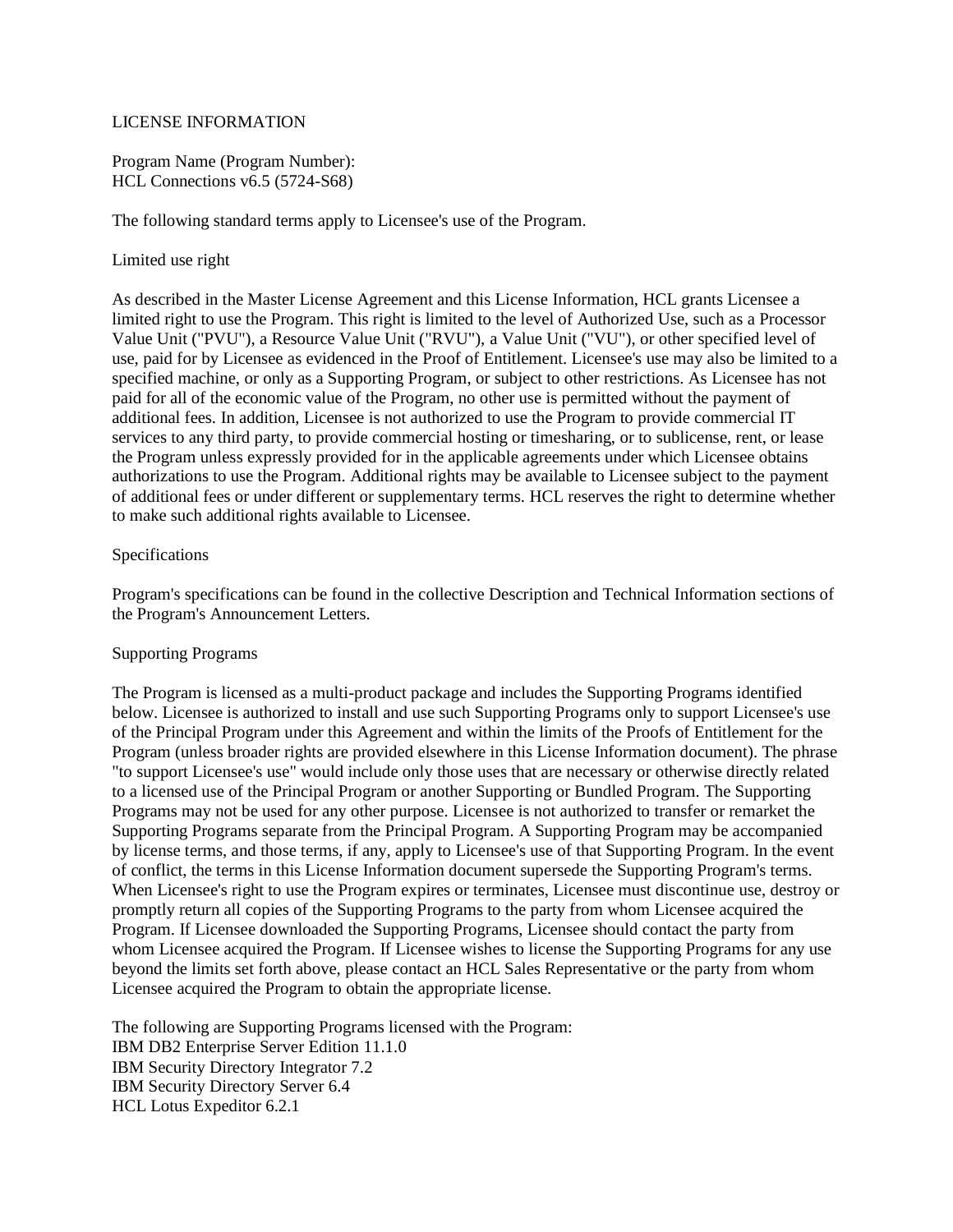# LICENSE INFORMATION

Program Name (Program Number):
HCL Connections v6.5 (5724-S68)

The following standard terms apply to Licensee's use of the Program.

## Limited use right

As described in the Master License Agreement and this License Information, HCL grants Licensee a limited right to use the Program. This right is limited to the level of Authorized Use, such as a Processor Value Unit ("PVU"), a Resource Value Unit ("RVU"), a Value Unit ("VU"), or other specified level of use, paid for by Licensee as evidenced in the Proof of Entitlement. Licensee's use may also be limited to a specified machine, or only as a Supporting Program, or subject to other restrictions. As Licensee has not paid for all of the economic value of the Program, no other use is permitted without the payment of additional fees. In addition, Licensee is not authorized to use the Program to provide commercial IT services to any third party, to provide commercial hosting or timesharing, or to sublicense, rent, or lease the Program unless expressly provided for in the applicable agreements under which Licensee obtains authorizations to use the Program. Additional rights may be available to Licensee subject to the payment of additional fees or under different or supplementary terms. HCL reserves the right to determine whether to make such additional rights available to Licensee.

## Specifications

Program's specifications can be found in the collective Description and Technical Information sections of the Program's Announcement Letters.

## Supporting Programs

The Program is licensed as a multi-product package and includes the Supporting Programs identified below. Licensee is authorized to install and use such Supporting Programs only to support Licensee's use of the Principal Program under this Agreement and within the limits of the Proofs of Entitlement for the Program (unless broader rights are provided elsewhere in this License Information document). The phrase "to support Licensee's use" would include only those uses that are necessary or otherwise directly related to a licensed use of the Principal Program or another Supporting or Bundled Program. The Supporting Programs may not be used for any other purpose. Licensee is not authorized to transfer or remarket the Supporting Programs separate from the Principal Program. A Supporting Program may be accompanied by license terms, and those terms, if any, apply to Licensee's use of that Supporting Program. In the event of conflict, the terms in this License Information document supersede the Supporting Program's terms. When Licensee's right to use the Program expires or terminates, Licensee must discontinue use, destroy or promptly return all copies of the Supporting Programs to the party from whom Licensee acquired the Program. If Licensee downloaded the Supporting Programs, Licensee should contact the party from whom Licensee acquired the Program. If Licensee wishes to license the Supporting Programs for any use beyond the limits set forth above, please contact an HCL Sales Representative or the party from whom Licensee acquired the Program to obtain the appropriate license.

The following are Supporting Programs licensed with the Program:
IBM DB2 Enterprise Server Edition 11.1.0
IBM Security Directory Integrator 7.2
IBM Security Directory Server 6.4
HCL Lotus Expeditor 6.2.1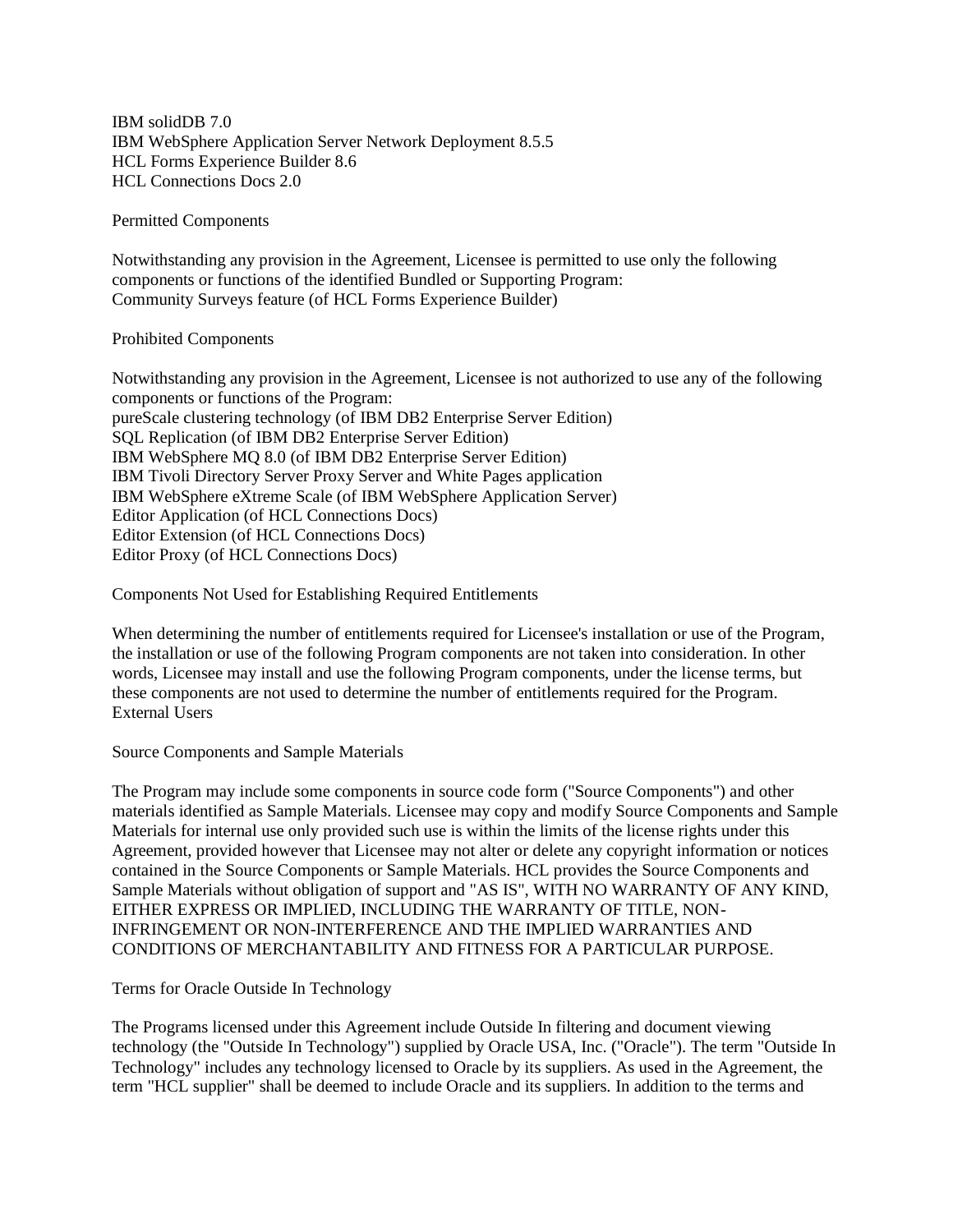IBM solidDB 7.0
IBM WebSphere Application Server Network Deployment 8.5.5
HCL Forms Experience Builder 8.6
HCL Connections Docs 2.0

Permitted Components

Notwithstanding any provision in the Agreement, Licensee is permitted to use only the following components or functions of the identified Bundled or Supporting Program:
Community Surveys feature (of HCL Forms Experience Builder)

Prohibited Components

Notwithstanding any provision in the Agreement, Licensee is not authorized to use any of the following components or functions of the Program:
pureScale clustering technology (of IBM DB2 Enterprise Server Edition)
SQL Replication (of IBM DB2 Enterprise Server Edition)
IBM WebSphere MQ 8.0 (of IBM DB2 Enterprise Server Edition)
IBM Tivoli Directory Server Proxy Server and White Pages application
IBM WebSphere eXtreme Scale (of IBM WebSphere Application Server)
Editor Application (of HCL Connections Docs)
Editor Extension (of HCL Connections Docs)
Editor Proxy (of HCL Connections Docs)

Components Not Used for Establishing Required Entitlements

When determining the number of entitlements required for Licensee's installation or use of the Program, the installation or use of the following Program components are not taken into consideration. In other words, Licensee may install and use the following Program components, under the license terms, but these components are not used to determine the number of entitlements required for the Program.
External Users

Source Components and Sample Materials

The Program may include some components in source code form ("Source Components") and other materials identified as Sample Materials. Licensee may copy and modify Source Components and Sample Materials for internal use only provided such use is within the limits of the license rights under this Agreement, provided however that Licensee may not alter or delete any copyright information or notices contained in the Source Components or Sample Materials. HCL provides the Source Components and Sample Materials without obligation of support and "AS IS", WITH NO WARRANTY OF ANY KIND, EITHER EXPRESS OR IMPLIED, INCLUDING THE WARRANTY OF TITLE, NON-INFRINGEMENT OR NON-INTERFERENCE AND THE IMPLIED WARRANTIES AND CONDITIONS OF MERCHANTABILITY AND FITNESS FOR A PARTICULAR PURPOSE.

Terms for Oracle Outside In Technology

The Programs licensed under this Agreement include Outside In filtering and document viewing technology (the "Outside In Technology") supplied by Oracle USA, Inc. ("Oracle"). The term "Outside In Technology" includes any technology licensed to Oracle by its suppliers. As used in the Agreement, the term "HCL supplier" shall be deemed to include Oracle and its suppliers. In addition to the terms and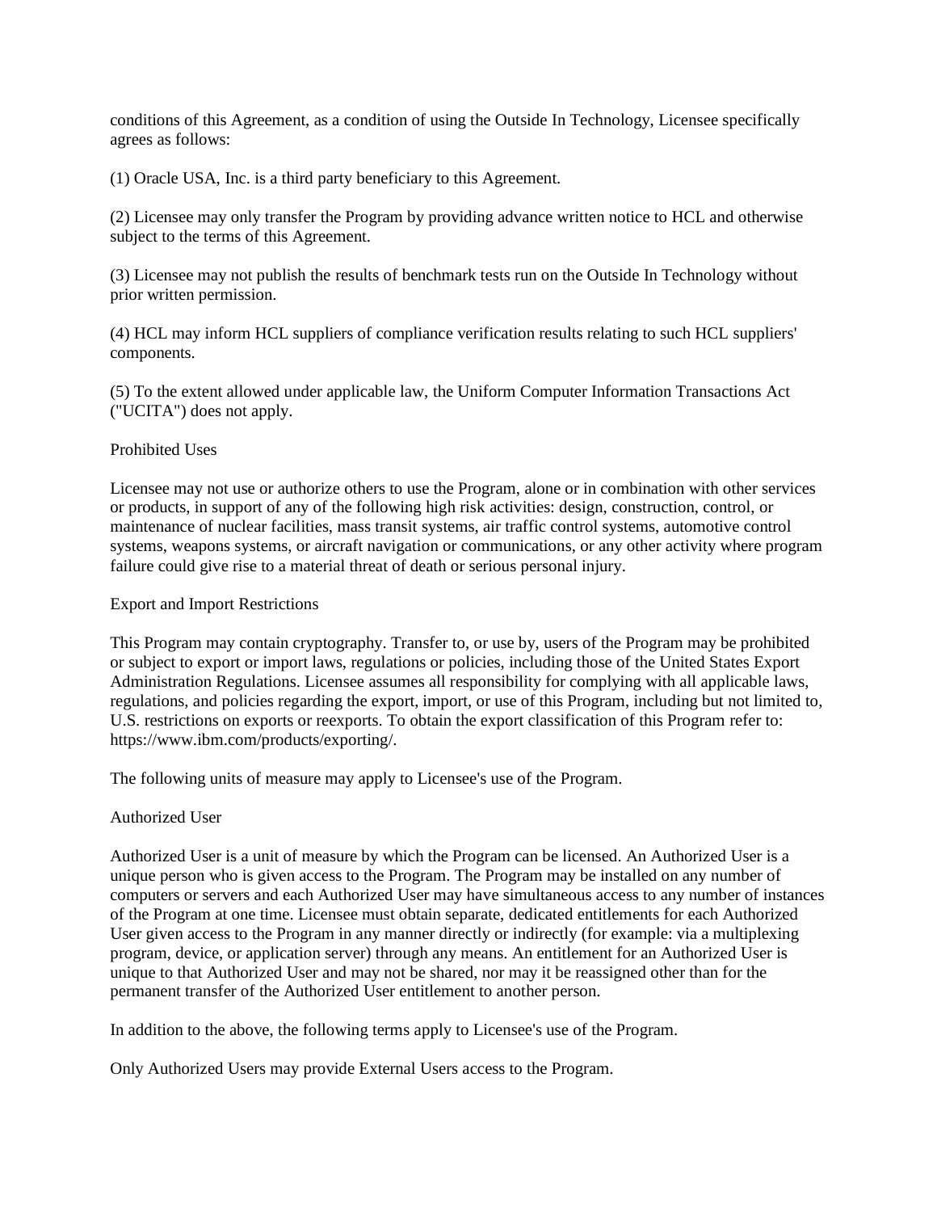conditions of this Agreement, as a condition of using the Outside In Technology, Licensee specifically agrees as follows:

(1) Oracle USA, Inc. is a third party beneficiary to this Agreement.

(2) Licensee may only transfer the Program by providing advance written notice to HCL and otherwise subject to the terms of this Agreement.

(3) Licensee may not publish the results of benchmark tests run on the Outside In Technology without prior written permission.

(4) HCL may inform HCL suppliers of compliance verification results relating to such HCL suppliers' components.

(5) To the extent allowed under applicable law, the Uniform Computer Information Transactions Act ("UCITA") does not apply.

Prohibited Uses

Licensee may not use or authorize others to use the Program, alone or in combination with other services or products, in support of any of the following high risk activities: design, construction, control, or maintenance of nuclear facilities, mass transit systems, air traffic control systems, automotive control systems, weapons systems, or aircraft navigation or communications, or any other activity where program failure could give rise to a material threat of death or serious personal injury.

Export and Import Restrictions

This Program may contain cryptography. Transfer to, or use by, users of the Program may be prohibited or subject to export or import laws, regulations or policies, including those of the United States Export Administration Regulations. Licensee assumes all responsibility for complying with all applicable laws, regulations, and policies regarding the export, import, or use of this Program, including but not limited to, U.S. restrictions on exports or reexports. To obtain the export classification of this Program refer to: https://www.ibm.com/products/exporting/.

The following units of measure may apply to Licensee's use of the Program.

Authorized User

Authorized User is a unit of measure by which the Program can be licensed. An Authorized User is a unique person who is given access to the Program. The Program may be installed on any number of computers or servers and each Authorized User may have simultaneous access to any number of instances of the Program at one time. Licensee must obtain separate, dedicated entitlements for each Authorized User given access to the Program in any manner directly or indirectly (for example: via a multiplexing program, device, or application server) through any means. An entitlement for an Authorized User is unique to that Authorized User and may not be shared, nor may it be reassigned other than for the permanent transfer of the Authorized User entitlement to another person.

In addition to the above, the following terms apply to Licensee's use of the Program.

Only Authorized Users may provide External Users access to the Program.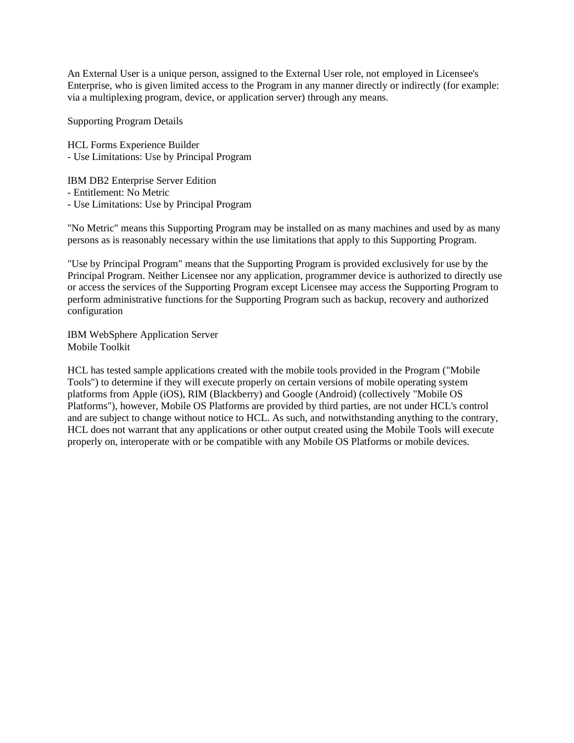An External User is a unique person, assigned to the External User role, not employed in Licensee's Enterprise, who is given limited access to the Program in any manner directly or indirectly (for example: via a multiplexing program, device, or application server) through any means.

Supporting Program Details

HCL Forms Experience Builder
- Use Limitations: Use by Principal Program

IBM DB2 Enterprise Server Edition
- Entitlement: No Metric
- Use Limitations: Use by Principal Program

"No Metric" means this Supporting Program may be installed on as many machines and used by as many persons as is reasonably necessary within the use limitations that apply to this Supporting Program.

"Use by Principal Program" means that the Supporting Program is provided exclusively for use by the Principal Program. Neither Licensee nor any application, programmer device is authorized to directly use or access the services of the Supporting Program except Licensee may access the Supporting Program to perform administrative functions for the Supporting Program such as backup, recovery and authorized configuration

IBM WebSphere Application Server
Mobile Toolkit

HCL has tested sample applications created with the mobile tools provided in the Program ("Mobile Tools") to determine if they will execute properly on certain versions of mobile operating system platforms from Apple (iOS), RIM (Blackberry) and Google (Android) (collectively "Mobile OS Platforms"), however, Mobile OS Platforms are provided by third parties, are not under HCL's control and are subject to change without notice to HCL. As such, and notwithstanding anything to the contrary, HCL does not warrant that any applications or other output created using the Mobile Tools will execute properly on, interoperate with or be compatible with any Mobile OS Platforms or mobile devices.